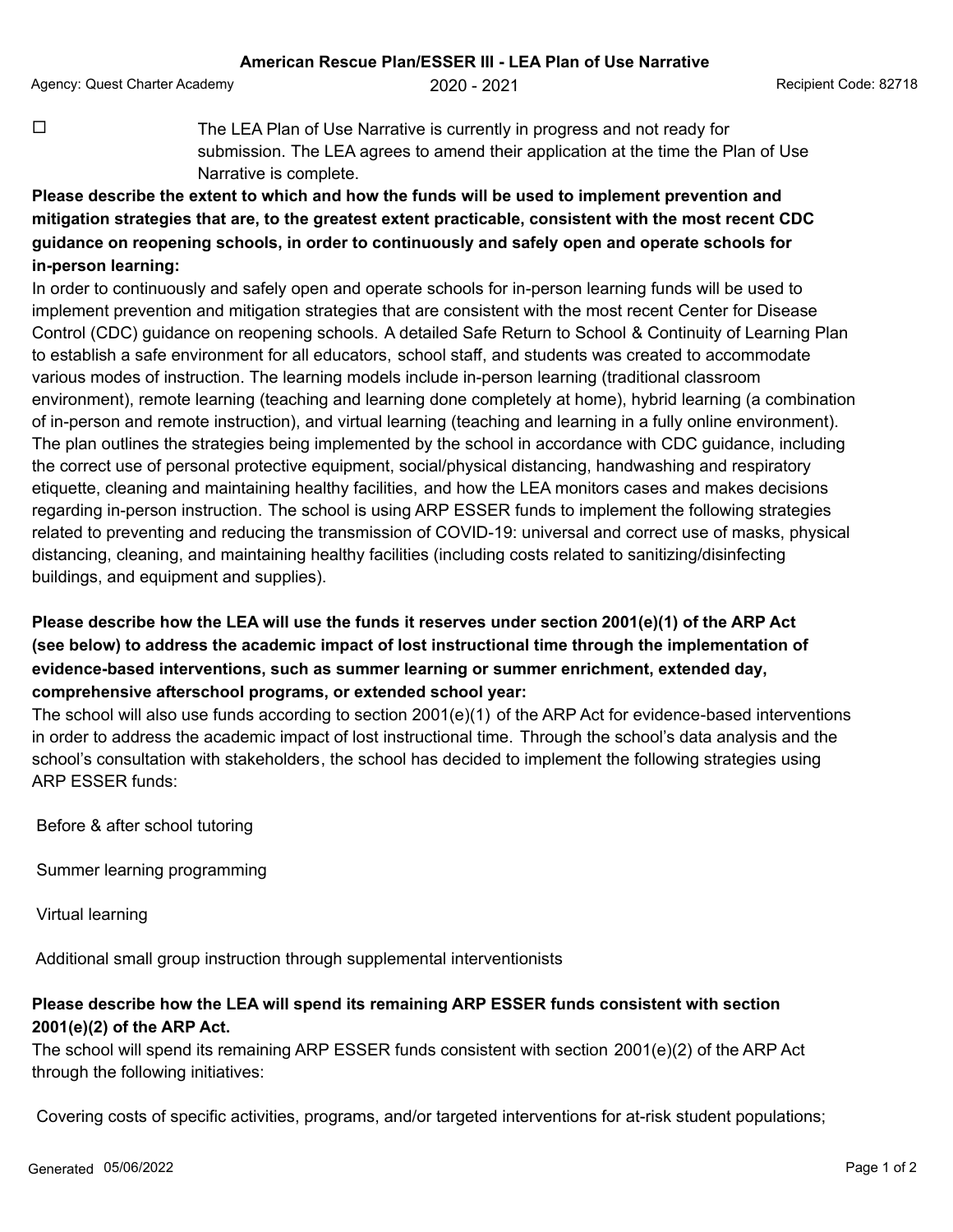**American Rescue Plan/ESSER III - LEA Plan of Use Narrative**

Agency: Quest Charter Academy 2020 - 2021 Recipient Code: 82718

☐ The LEA Plan of Use Narrative is currently in progress and not ready for submission. The LEA agrees to amend their application at the time the Plan of Use Narrative is complete.

**Please describe the extent to which and how the funds will be used to implement prevention and mitigation strategies that are, to the greatest extent practicable, consistent with the most recent CDC guidance on reopening schools, in order to continuously and safely open and operate schools for in-person learning:**

In order to continuously and safely open and operate schools for in-person learning funds will be used to implement prevention and mitigation strategies that are consistent with the most recent Center for Disease Control (CDC) guidance on reopening schools. A detailed Safe Return to School & Continuity of Learning Plan to establish a safe environment for all educators, school staff, and students was created to accommodate various modes of instruction. The learning models include in-person learning (traditional classroom environment), remote learning (teaching and learning done completely at home), hybrid learning (a combination of in-person and remote instruction), and virtual learning (teaching and learning in a fully online environment). The plan outlines the strategies being implemented by the school in accordance with CDC guidance, including the correct use of personal protective equipment, social/physical distancing, handwashing and respiratory etiquette, cleaning and maintaining healthy facilities, and how the LEA monitors cases and makes decisions regarding in-person instruction. The school is using ARP ESSER funds to implement the following strategies related to preventing and reducing the transmission of COVID-19: universal and correct use of masks, physical distancing, cleaning, and maintaining healthy facilities (including costs related to sanitizing/disinfecting buildings, and equipment and supplies).

**Please describe how the LEA will use the funds it reserves under section 2001(e)(1) of the ARP Act (see below) to address the academic impact of lost instructional time through the implementation of evidence-based interventions, such as summer learning or summer enrichment, extended day, comprehensive afterschool programs, or extended school year:**

The school will also use funds according to section 2001(e)(1) of the ARP Act for evidence-based interventions in order to address the academic impact of lost instructional time. Through the school's data analysis and the school's consultation with stakeholders, the school has decided to implement the following strategies using ARP ESSER funds:

Before & after school tutoring

Summer learning programming

Virtual learning

Additional small group instruction through supplemental interventionists

**Please describe how the LEA will spend its remaining ARP ESSER funds consistent with section 2001(e)(2) of the ARP Act.**

The school will spend its remaining ARP ESSER funds consistent with section 2001(e)(2) of the ARP Act through the following initiatives:

Covering costs of specific activities, programs, and/or targeted interventions for at-risk student populations;

Generated 05/06/2022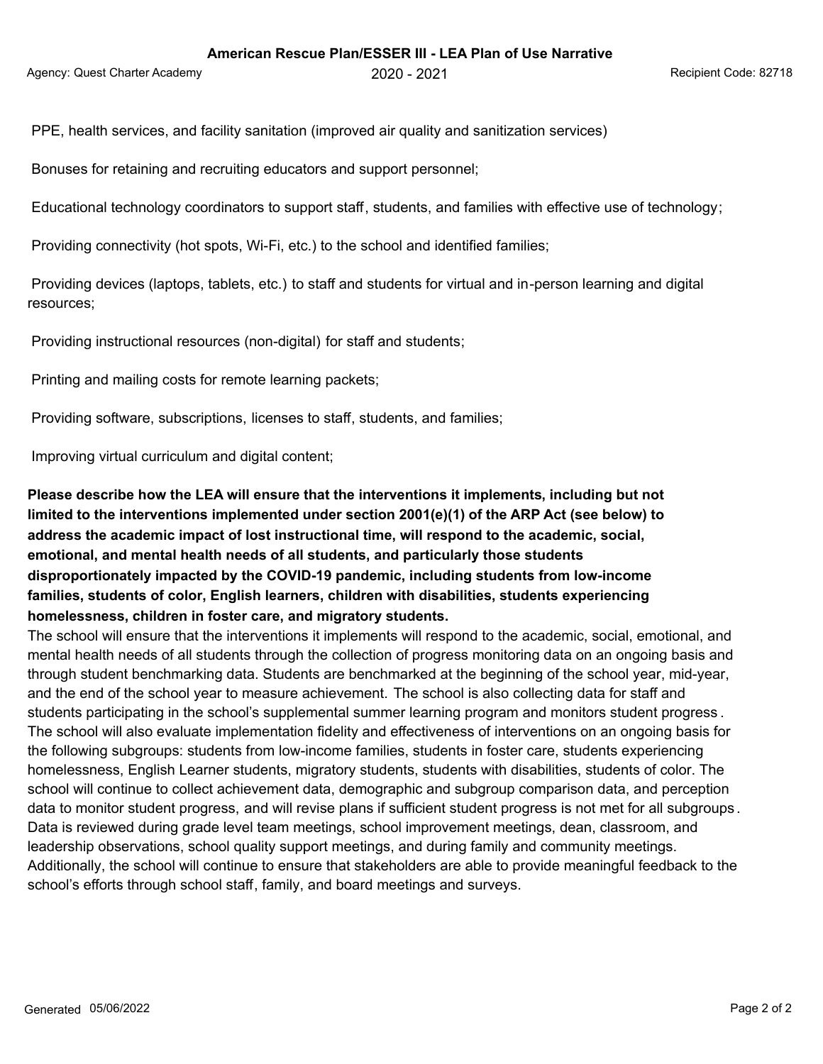PPE, health services, and facility sanitation (improved air quality and sanitization services)

Bonuses for retaining and recruiting educators and support personnel;

Educational technology coordinators to support staff, students, and families with effective use of technology;

Providing connectivity (hot spots, Wi-Fi, etc.) to the school and identified families;

Providing devices (laptops, tablets, etc.) to staff and students for virtual and in-person learning and digital resources;

Providing instructional resources (non-digital) for staff and students;

Printing and mailing costs for remote learning packets;

Providing software, subscriptions, licenses to staff, students, and families;

Improving virtual curriculum and digital content;

**Please describe how the LEA will ensure that the interventions it implements, including but not limited to the interventions implemented under section 2001(e)(1) of the ARP Act (see below) to address the academic impact of lost instructional time, will respond to the academic, social, emotional, and mental health needs of all students, and particularly those students disproportionately impacted by the COVID-19 pandemic, including students from low-income families, students of color, English learners, children with disabilities, students experiencing homelessness, children in foster care, and migratory students.**

The school will ensure that the interventions it implements will respond to the academic, social, emotional, and mental health needs of all students through the collection of progress monitoring data on an ongoing basis and through student benchmarking data. Students are benchmarked at the beginning of the school year, mid-year, and the end of the school year to measure achievement. The school is also collecting data for staff and students participating in the school's supplemental summer learning program and monitors student progress. The school will also evaluate implementation fidelity and effectiveness of interventions on an ongoing basis for the following subgroups: students from low-income families, students in foster care, students experiencing homelessness, English Learner students, migratory students, students with disabilities, students of color. The school will continue to collect achievement data, demographic and subgroup comparison data, and perception data to monitor student progress, and will revise plans if sufficient student progress is not met for all subgroups. Data is reviewed during grade level team meetings, school improvement meetings, dean, classroom, and leadership observations, school quality support meetings, and during family and community meetings. Additionally, the school will continue to ensure that stakeholders are able to provide meaningful feedback to the school's efforts through school staff, family, and board meetings and surveys.